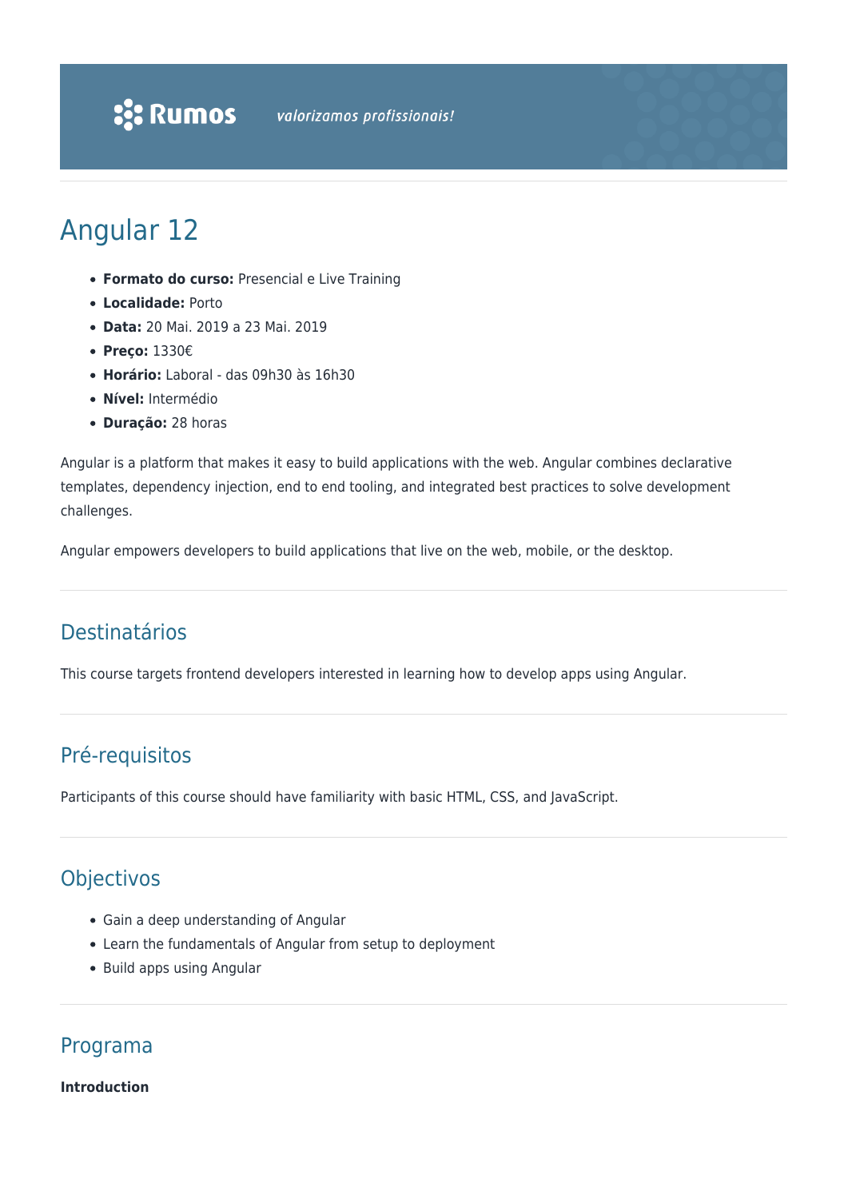**Rumos** *valorizamos profissionais!*

# Angular 12

- **Formato do curso:** Presencial e Live Training
- **Localidade:** Porto
- **Data:** 20 Mai. 2019 a 23 Mai. 2019
- **Preço:** 1330€
- **Horário:** Laboral - das 09h30 às 16h30
- **Nível:** Intermédio
- **Duração:** 28 horas

Angular is a platform that makes it easy to build applications with the web. Angular combines declarative templates, dependency injection, end to end tooling, and integrated best practices to solve development challenges.

Angular empowers developers to build applications that live on the web, mobile, or the desktop.

## Destinatários

This course targets frontend developers interested in learning how to develop apps using Angular.

## Pré-requisitos

Participants of this course should have familiarity with basic HTML, CSS, and JavaScript.

## Objectivos

- Gain a deep understanding of Angular
- Learn the fundamentals of Angular from setup to deployment
- Build apps using Angular

## Programa

**Introduction**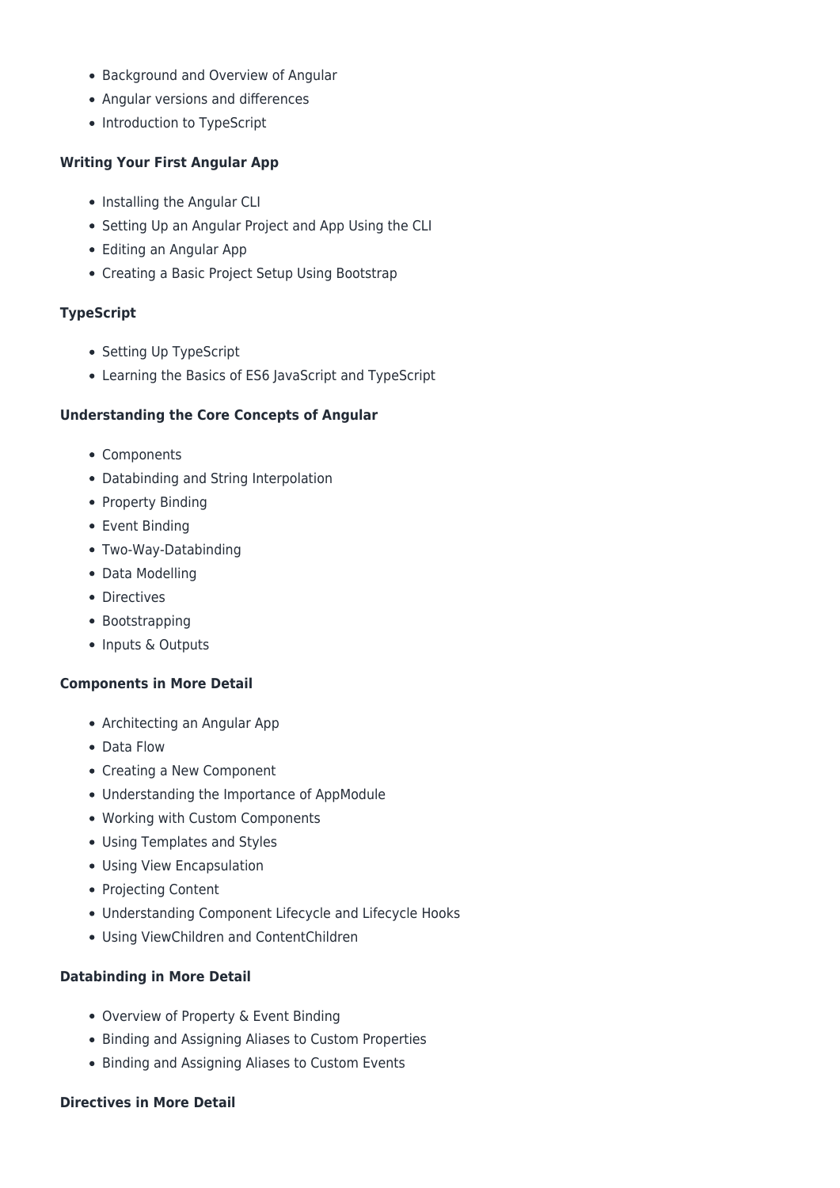- Background and Overview of Angular
- Angular versions and differences
- Introduction to TypeScript

**Writing Your First Angular App**

- Installing the Angular CLI
- Setting Up an Angular Project and App Using the CLI
- Editing an Angular App
- Creating a Basic Project Setup Using Bootstrap

**TypeScript**

- Setting Up TypeScript
- Learning the Basics of ES6 JavaScript and TypeScript

**Understanding the Core Concepts of Angular**

- Components
- Databinding and String Interpolation
- Property Binding
- Event Binding
- Two-Way-Databinding
- Data Modelling
- Directives
- Bootstrapping
- Inputs & Outputs

**Components in More Detail**

- Architecting an Angular App
- Data Flow
- Creating a New Component
- Understanding the Importance of AppModule
- Working with Custom Components
- Using Templates and Styles
- Using View Encapsulation
- Projecting Content
- Understanding Component Lifecycle and Lifecycle Hooks
- Using ViewChildren and ContentChildren

**Databinding in More Detail**

- Overview of Property & Event Binding
- Binding and Assigning Aliases to Custom Properties
- Binding and Assigning Aliases to Custom Events

**Directives in More Detail**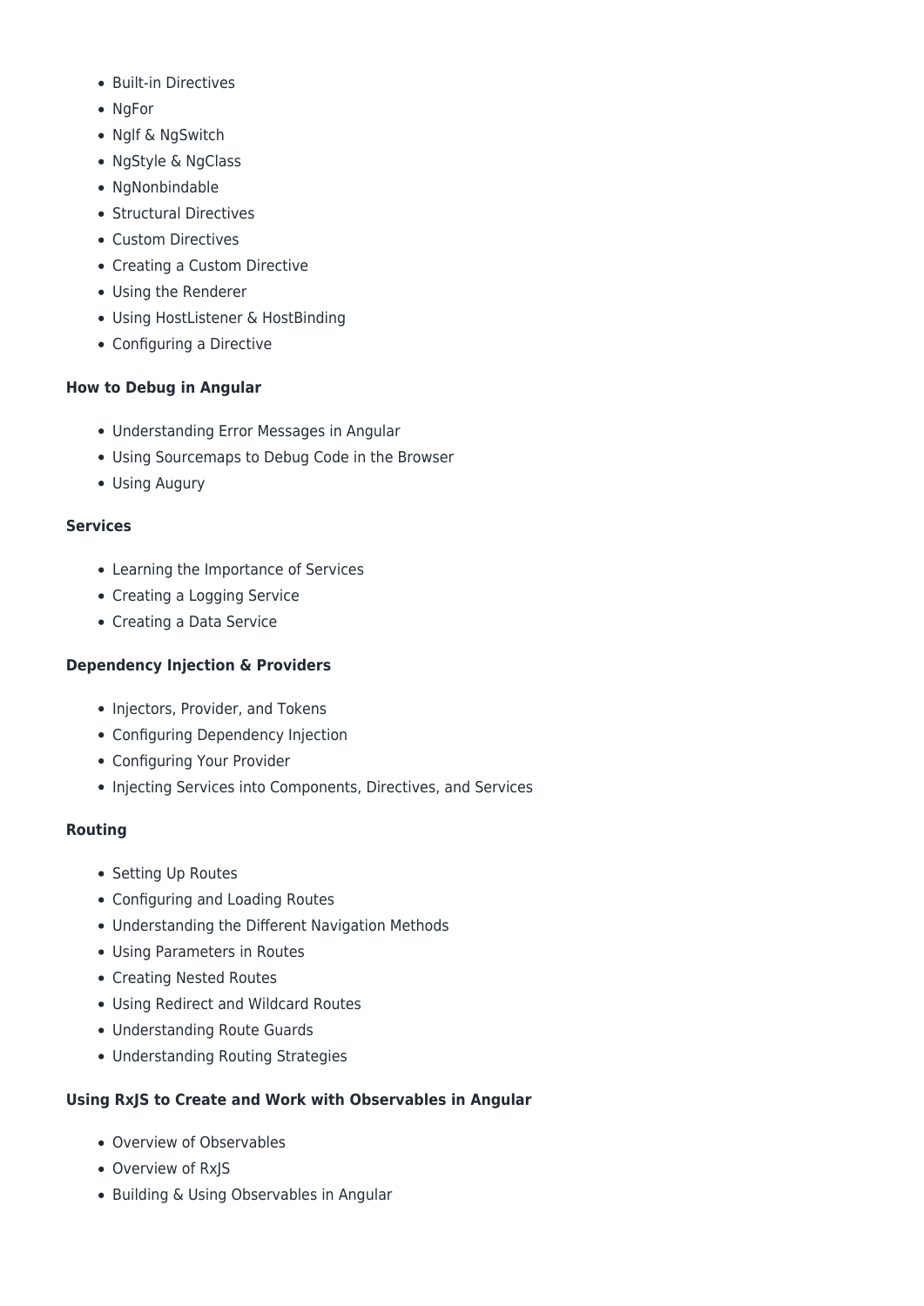- Built-in Directives
- NgFor
- NgIf & NgSwitch
- NgStyle & NgClass
- NgNonbindable
- Structural Directives
- Custom Directives
- Creating a Custom Directive
- Using the Renderer
- Using HostListener & HostBinding
- Configuring a Directive

**How to Debug in Angular**

- Understanding Error Messages in Angular
- Using Sourcemaps to Debug Code in the Browser
- Using Augury

**Services**

- Learning the Importance of Services
- Creating a Logging Service
- Creating a Data Service

**Dependency Injection & Providers**

- Injectors, Provider, and Tokens
- Configuring Dependency Injection
- Configuring Your Provider
- Injecting Services into Components, Directives, and Services

**Routing**

- Setting Up Routes
- Configuring and Loading Routes
- Understanding the Different Navigation Methods
- Using Parameters in Routes
- Creating Nested Routes
- Using Redirect and Wildcard Routes
- Understanding Route Guards
- Understanding Routing Strategies

**Using RxJS to Create and Work with Observables in Angular**

- Overview of Observables
- Overview of RxJS
- Building & Using Observables in Angular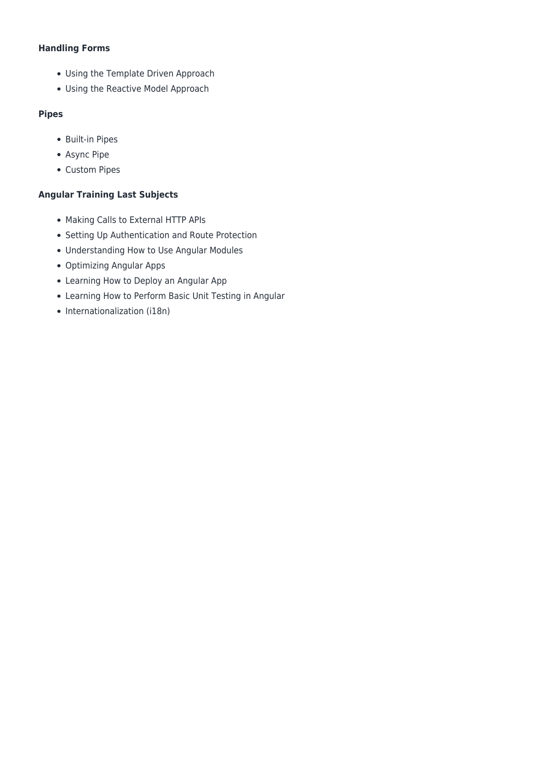**Handling Forms**

- Using the Template Driven Approach
- Using the Reactive Model Approach

**Pipes**

- Built-in Pipes
- Async Pipe
- Custom Pipes

**Angular Training Last Subjects**

- Making Calls to External HTTP APIs
- Setting Up Authentication and Route Protection
- Understanding How to Use Angular Modules
- Optimizing Angular Apps
- Learning How to Deploy an Angular App
- Learning How to Perform Basic Unit Testing in Angular
- Internationalization (i18n)